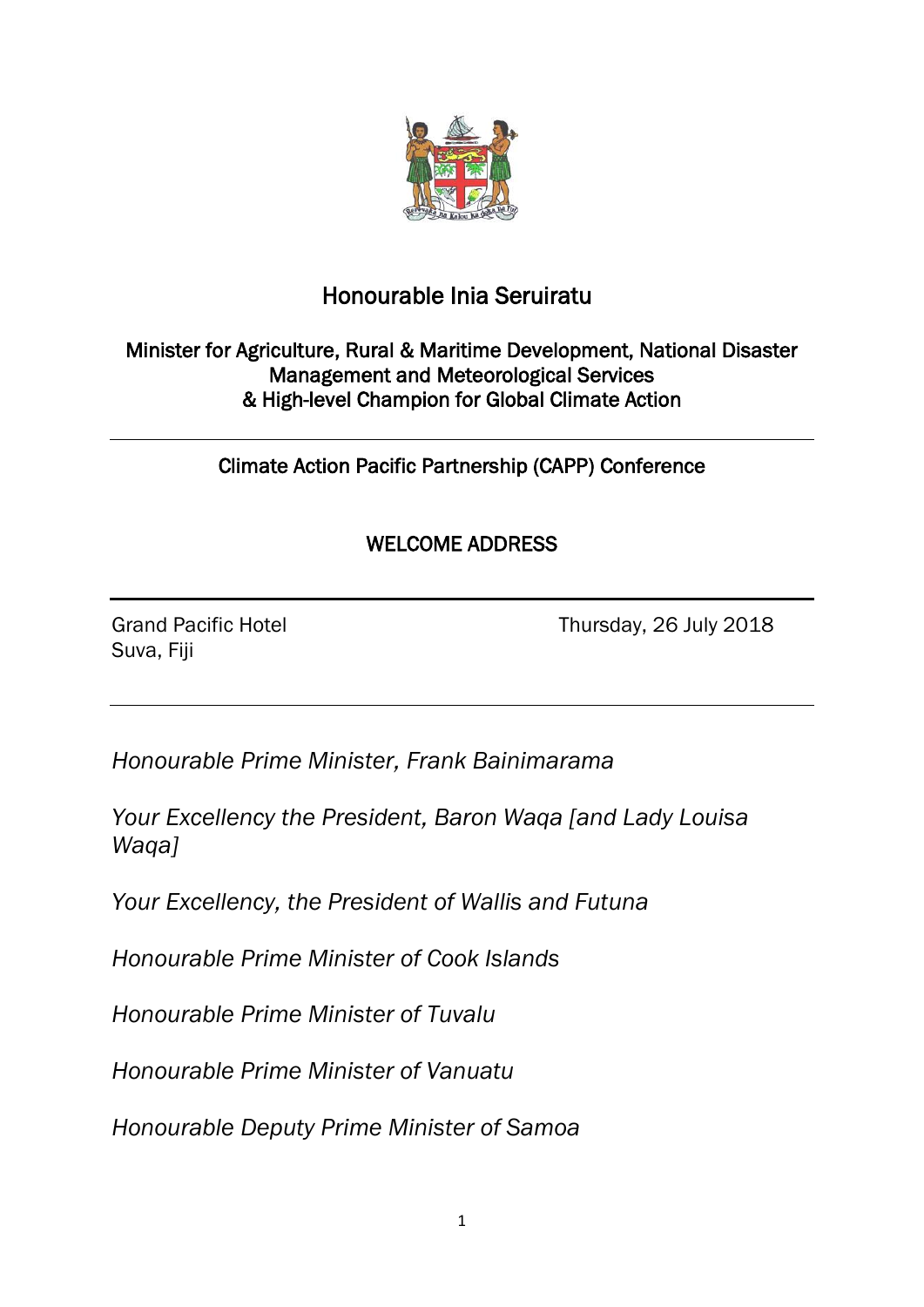# Honourable Inia Seruiratu

## Minister for Agriculture, Rural & Maritime Development, National Disaster Management and Meteorological Services & High-level Champion for Global Climate Action

---

## Climate Action Pacific Partnership (CAPP) Conference

## WELCOME ADDRESS

---

Grand Pacific Hotel
Suva, Fiji

Thursday, 26 July 2018

---

*Honourable Prime Minister, Frank Bainimarama*

*Your Excellency the President, Baron Waqa [and Lady Louisa Waqa]*

*Your Excellency, the President of Wallis and Futuna*

*Honourable Prime Minister of Cook Islands*

*Honourable Prime Minister of Tuvalu*

*Honourable Prime Minister of Vanuatu*

*Honourable Deputy Prime Minister of Samoa*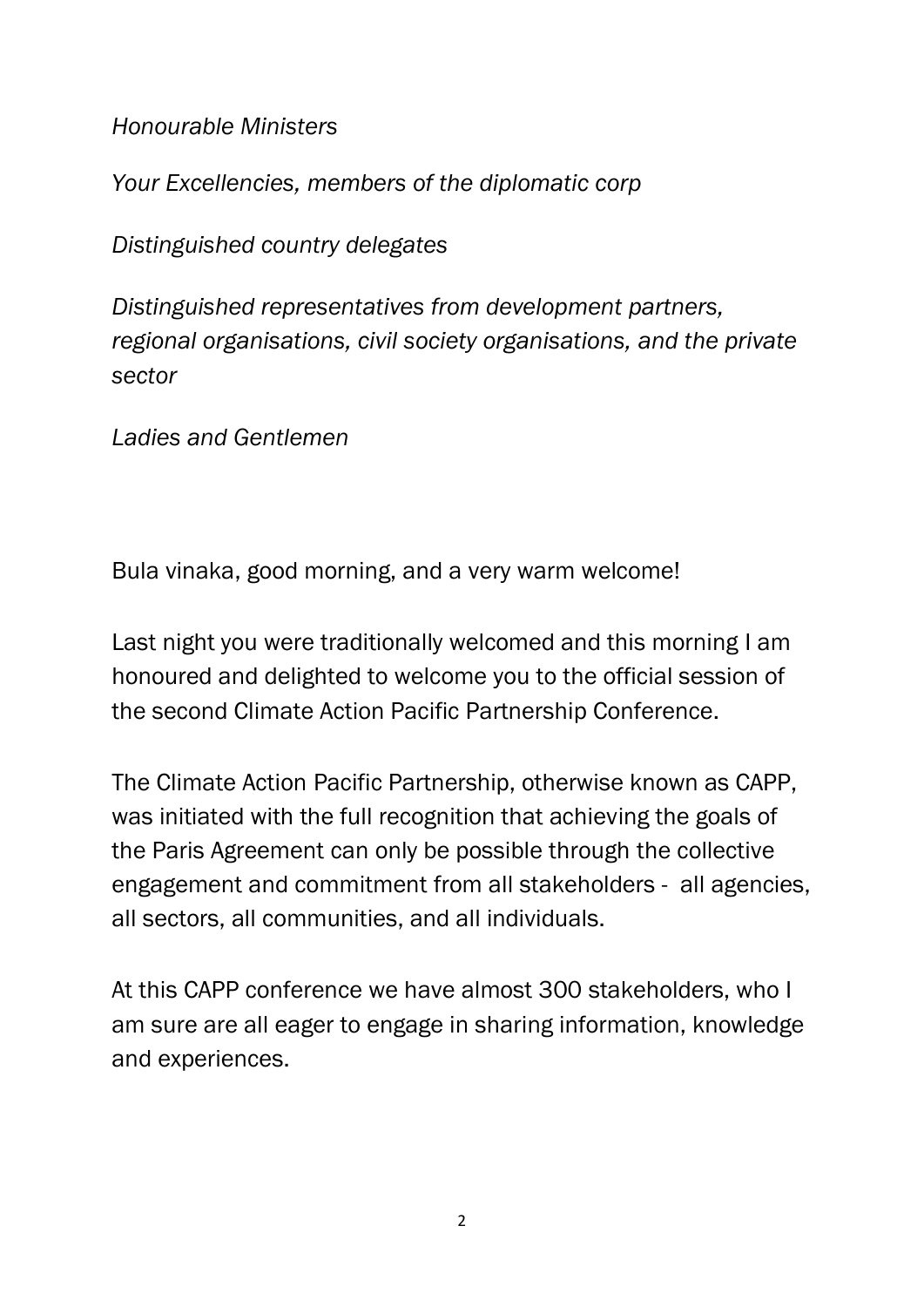*Honourable Ministers*

*Your Excellencies, members of the diplomatic corp*

*Distinguished country delegates*

*Distinguished representatives from development partners, regional organisations, civil society organisations, and the private sector*

*Ladies and Gentlemen*

Bula vinaka, good morning, and a very warm welcome!

Last night you were traditionally welcomed and this morning I am honoured and delighted to welcome you to the official session of the second Climate Action Pacific Partnership Conference.

The Climate Action Pacific Partnership, otherwise known as CAPP, was initiated with the full recognition that achieving the goals of the Paris Agreement can only be possible through the collective engagement and commitment from all stakeholders - all agencies, all sectors, all communities, and all individuals.

At this CAPP conference we have almost 300 stakeholders, who I am sure are all eager to engage in sharing information, knowledge and experiences.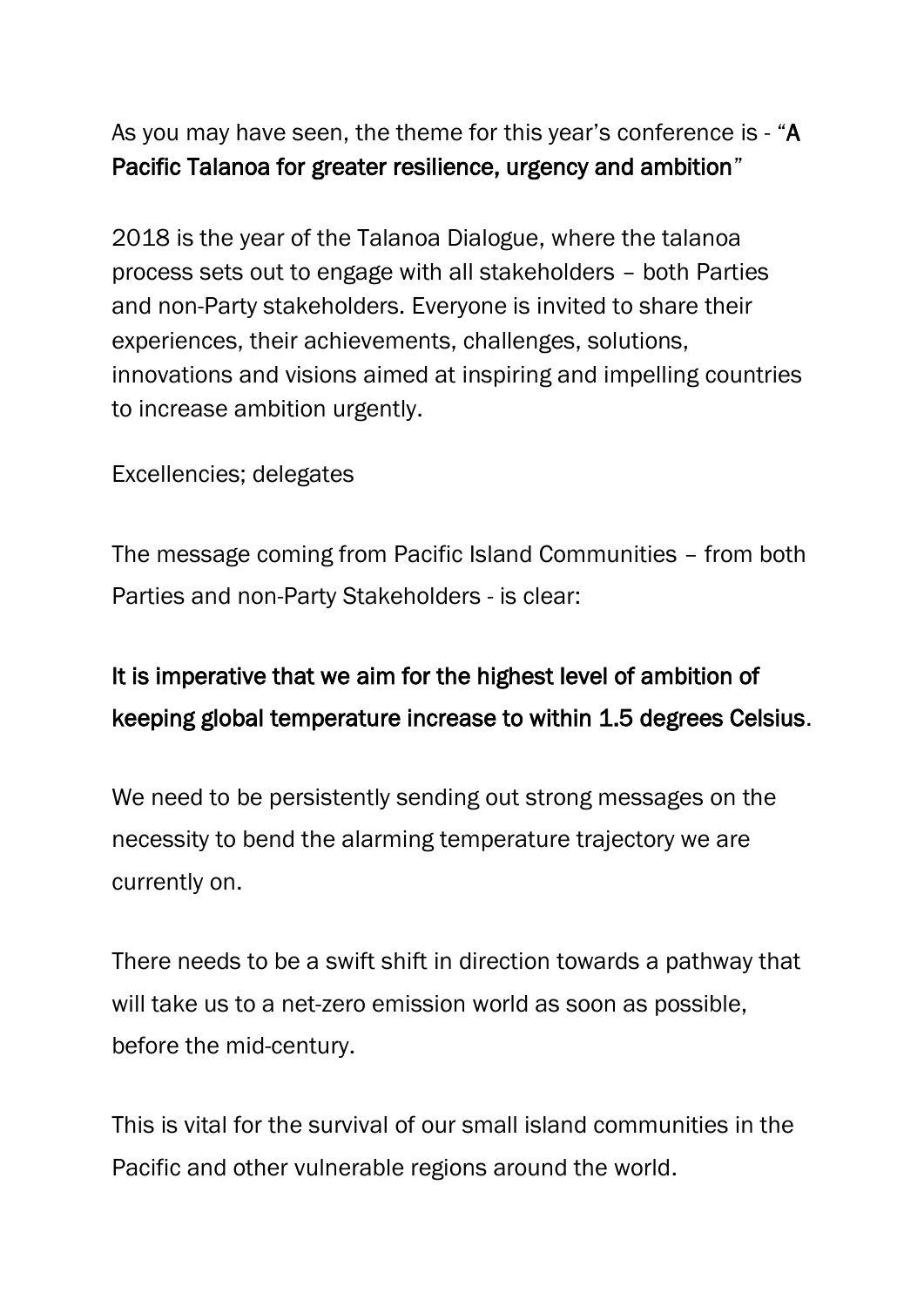As you may have seen, the theme for this year's conference is - "**A Pacific Talanoa for greater resilience, urgency and ambition**"

2018 is the year of the Talanoa Dialogue, where the talanoa process sets out to engage with all stakeholders – both Parties and non-Party stakeholders. Everyone is invited to share their experiences, their achievements, challenges, solutions, innovations and visions aimed at inspiring and impelling countries to increase ambition urgently.

Excellencies; delegates

The message coming from Pacific Island Communities – from both Parties and non-Party Stakeholders - is clear:

**It is imperative that we aim for the highest level of ambition of keeping global temperature increase to within 1.5 degrees Celsius**.

We need to be persistently sending out strong messages on the necessity to bend the alarming temperature trajectory we are currently on.

There needs to be a swift shift in direction towards a pathway that will take us to a net-zero emission world as soon as possible, before the mid-century.

This is vital for the survival of our small island communities in the Pacific and other vulnerable regions around the world.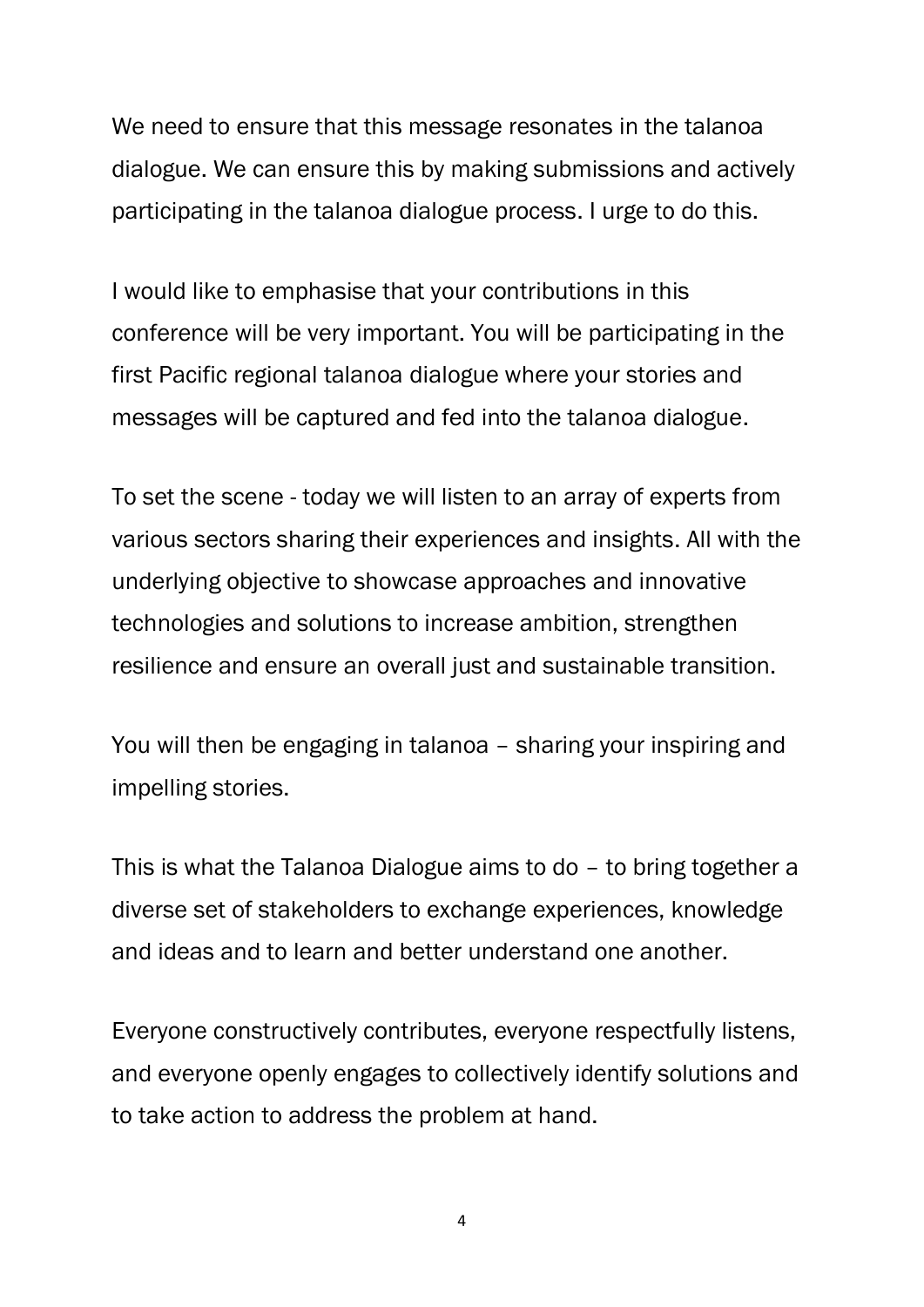We need to ensure that this message resonates in the talanoa dialogue. We can ensure this by making submissions and actively participating in the talanoa dialogue process. I urge to do this.

I would like to emphasise that your contributions in this conference will be very important. You will be participating in the first Pacific regional talanoa dialogue where your stories and messages will be captured and fed into the talanoa dialogue.

To set the scene - today we will listen to an array of experts from various sectors sharing their experiences and insights. All with the underlying objective to showcase approaches and innovative technologies and solutions to increase ambition, strengthen resilience and ensure an overall just and sustainable transition.

You will then be engaging in talanoa – sharing your inspiring and impelling stories.

This is what the Talanoa Dialogue aims to do – to bring together a diverse set of stakeholders to exchange experiences, knowledge and ideas and to learn and better understand one another.

Everyone constructively contributes, everyone respectfully listens, and everyone openly engages to collectively identify solutions and to take action to address the problem at hand.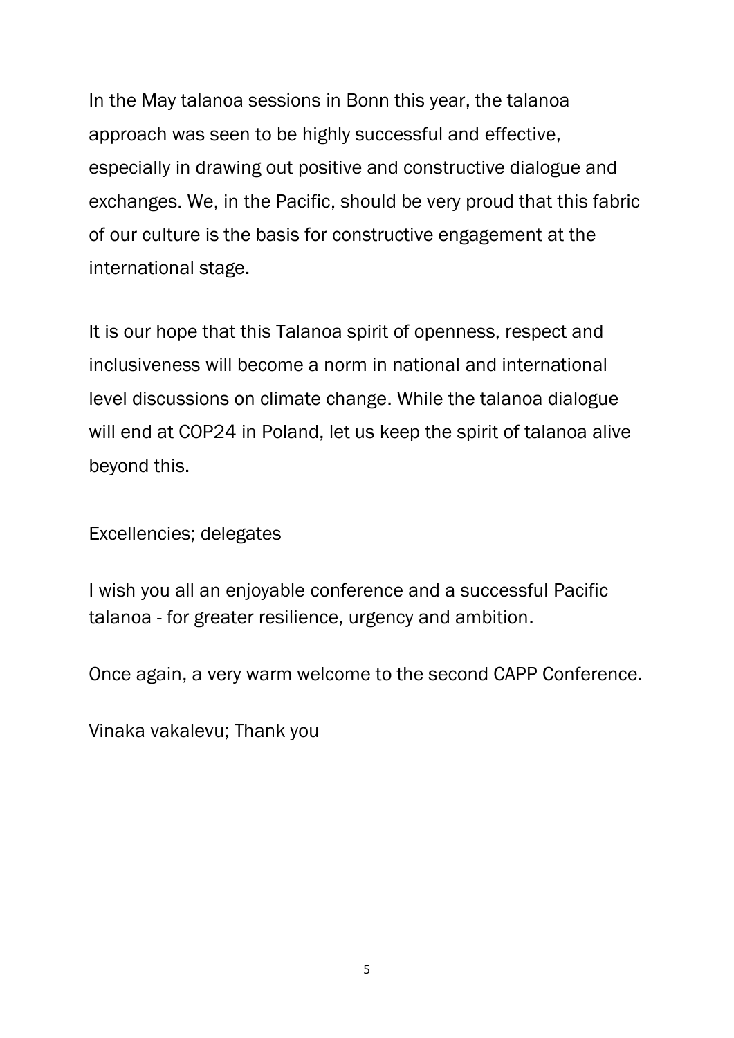In the May talanoa sessions in Bonn this year, the talanoa approach was seen to be highly successful and effective, especially in drawing out positive and constructive dialogue and exchanges. We, in the Pacific, should be very proud that this fabric of our culture is the basis for constructive engagement at the international stage.

It is our hope that this Talanoa spirit of openness, respect and inclusiveness will become a norm in national and international level discussions on climate change. While the talanoa dialogue will end at COP24 in Poland, let us keep the spirit of talanoa alive beyond this.

Excellencies; delegates

I wish you all an enjoyable conference and a successful Pacific talanoa - for greater resilience, urgency and ambition.

Once again, a very warm welcome to the second CAPP Conference.

Vinaka vakalevu; Thank you